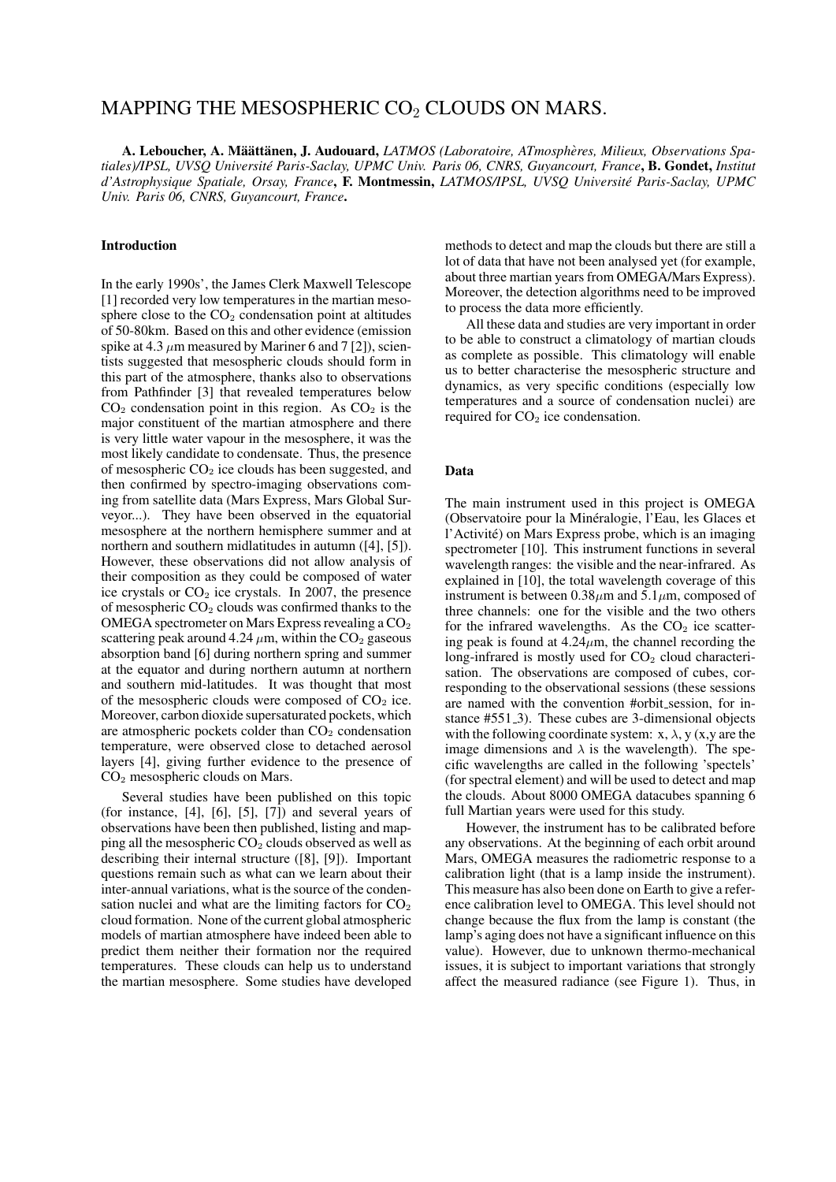# MAPPING THE MESOSPHERIC $CO_2$ CLOUDS ON MARS.

**A. Leboucher, A. Määttänen, J. Audouard,** *LATMOS (Laboratoire, ATmosphères, Milieux, Observations Spatiales)/IPSL, UVSQ Université Paris-Saclay, UPMC Univ. Paris 06, CNRS, Guyancourt, France*, **B. Gondet,** *Institut d'Astrophysique Spatiale, Orsay, France*, **F. Montmessin,** *LATMOS/IPSL, UVSQ Université Paris-Saclay, UPMC Univ. Paris 06, CNRS, Guyancourt, France*.

## Introduction

In the early 1990s', the James Clerk Maxwell Telescope [1] recorded very low temperatures in the martian mesosphere close to the $CO_2$ condensation point at altitudes of 50-80km. Based on this and other evidence (emission spike at 4.3 $\mu$m measured by Mariner 6 and 7 [2]), scientists suggested that mesospheric clouds should form in this part of the atmosphere, thanks also to observations from Pathfinder [3] that revealed temperatures below $CO_2$ condensation point in this region. As $CO_2$ is the major constituent of the martian atmosphere and there is very little water vapour in the mesosphere, it was the most likely candidate to condensate. Thus, the presence of mesospheric $CO_2$ ice clouds has been suggested, and then confirmed by spectro-imaging observations coming from satellite data (Mars Express, Mars Global Surveyor...). They have been observed in the equatorial mesosphere at the northern hemisphere summer and at northern and southern midlatitudes in autumn ([4], [5]). However, these observations did not allow analysis of their composition as they could be composed of water ice crystals or $CO_2$ ice crystals. In 2007, the presence of mesospheric $CO_2$ clouds was confirmed thanks to the OMEGA spectrometer on Mars Express revealing a $CO_2$ scattering peak around 4.24 $\mu$m, within the $CO_2$ gaseous absorption band [6] during northern spring and summer at the equator and during northern autumn at northern and southern mid-latitudes. It was thought that most of the mesospheric clouds were composed of $CO_2$ ice. Moreover, carbon dioxide supersaturated pockets, which are atmospheric pockets colder than $CO_2$ condensation temperature, were observed close to detached aerosol layers [4], giving further evidence to the presence of $CO_2$ mesospheric clouds on Mars.

Several studies have been published on this topic (for instance, [4], [6], [5], [7]) and several years of observations have been then published, listing and mapping all the mesospheric $CO_2$ clouds observed as well as describing their internal structure ([8], [9]). Important questions remain such as what can we learn about their inter-annual variations, what is the source of the condensation nuclei and what are the limiting factors for $CO_2$ cloud formation. None of the current global atmospheric models of martian atmosphere have indeed been able to predict them neither their formation nor the required temperatures. These clouds can help us to understand the martian mesosphere. Some studies have developed methods to detect and map the clouds but there are still a lot of data that have not been analysed yet (for example, about three martian years from OMEGA/Mars Express). Moreover, the detection algorithms need to be improved to process the data more efficiently.

All these data and studies are very important in order to be able to construct a climatology of martian clouds as complete as possible. This climatology will enable us to better characterise the mesospheric structure and dynamics, as very specific conditions (especially low temperatures and a source of condensation nuclei) are required for $CO_2$ ice condensation.

## Data

The main instrument used in this project is OMEGA (Observatoire pour la Minéralogie, l'Eau, les Glaces et l'Activité) on Mars Express probe, which is an imaging spectrometer [10]. This instrument functions in several wavelength ranges: the visible and the near-infrared. As explained in [10], the total wavelength coverage of this instrument is between 0.38$\mu$m and 5.1$\mu$m, composed of three channels: one for the visible and the two others for the infrared wavelengths. As the $CO_2$ ice scattering peak is found at 4.24$\mu$m, the channel recording the long-infrared is mostly used for $CO_2$ cloud characterisation. The observations are composed of cubes, corresponding to the observational sessions (these sessions are named with the convention #orbit_session, for instance #551_3). These cubes are 3-dimensional objects with the following coordinate system: x, $\lambda$, y (x,y are the image dimensions and $\lambda$ is the wavelength). The specific wavelengths are called in the following 'spectels' (for spectral element) and will be used to detect and map the clouds. About 8000 OMEGA datacubes spanning 6 full Martian years were used for this study.

However, the instrument has to be calibrated before any observations. At the beginning of each orbit around Mars, OMEGA measures the radiometric response to a calibration light (that is a lamp inside the instrument). This measure has also been done on Earth to give a reference calibration level to OMEGA. This level should not change because the flux from the lamp is constant (the lamp's aging does not have a significant influence on this value). However, due to unknown thermo-mechanical issues, it is subject to important variations that strongly affect the measured radiance (see Figure 1). Thus, in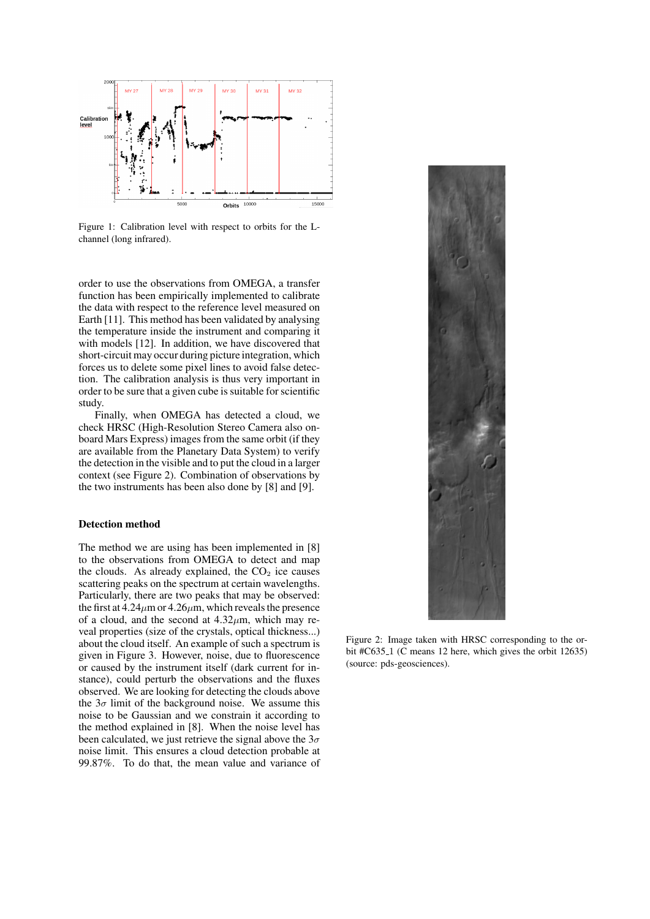Figure 1: Calibration level with respect to orbits for the L-channel (long infrared).

order to use the observations from OMEGA, a transfer function has been empirically implemented to calibrate the data with respect to the reference level measured on Earth [11]. This method has been validated by analysing the temperature inside the instrument and comparing it with models [12]. In addition, we have discovered that short-circuit may occur during picture integration, which forces us to delete some pixel lines to avoid false detection. The calibration analysis is thus very important in order to be sure that a given cube is suitable for scientific study.

Finally, when OMEGA has detected a cloud, we check HRSC (High-Resolution Stereo Camera also onboard Mars Express) images from the same orbit (if they are available from the Planetary Data System) to verify the detection in the visible and to put the cloud in a larger context (see Figure 2). Combination of observations by the two instruments has been also done by [8] and [9].

## Detection method

The method we are using has been implemented in [8] to the observations from OMEGA to detect and map the clouds. As already explained, the $CO_2$ ice causes scattering peaks on the spectrum at certain wavelengths. Particularly, there are two peaks that may be observed: the first at 4.24$\mu$m or 4.26$\mu$m, which reveals the presence of a cloud, and the second at 4.32$\mu$m, which may reveal properties (size of the crystals, optical thickness...) about the cloud itself. An example of such a spectrum is given in Figure 3. However, noise, due to fluorescence or caused by the instrument itself (dark current for instance), could perturb the observations and the fluxes observed. We are looking for detecting the clouds above the $3\sigma$ limit of the background noise. We assume this noise to be Gaussian and we constrain it according to the method explained in [8]. When the noise level has been calculated, we just retrieve the signal above the $3\sigma$ noise limit. This ensures a cloud detection probable at 99.87%. To do that, the mean value and variance of

Figure 2: Image taken with HRSC corresponding to the orbit #C635_1 (C means 12 here, which gives the orbit 12635) (source: pds-geosciences).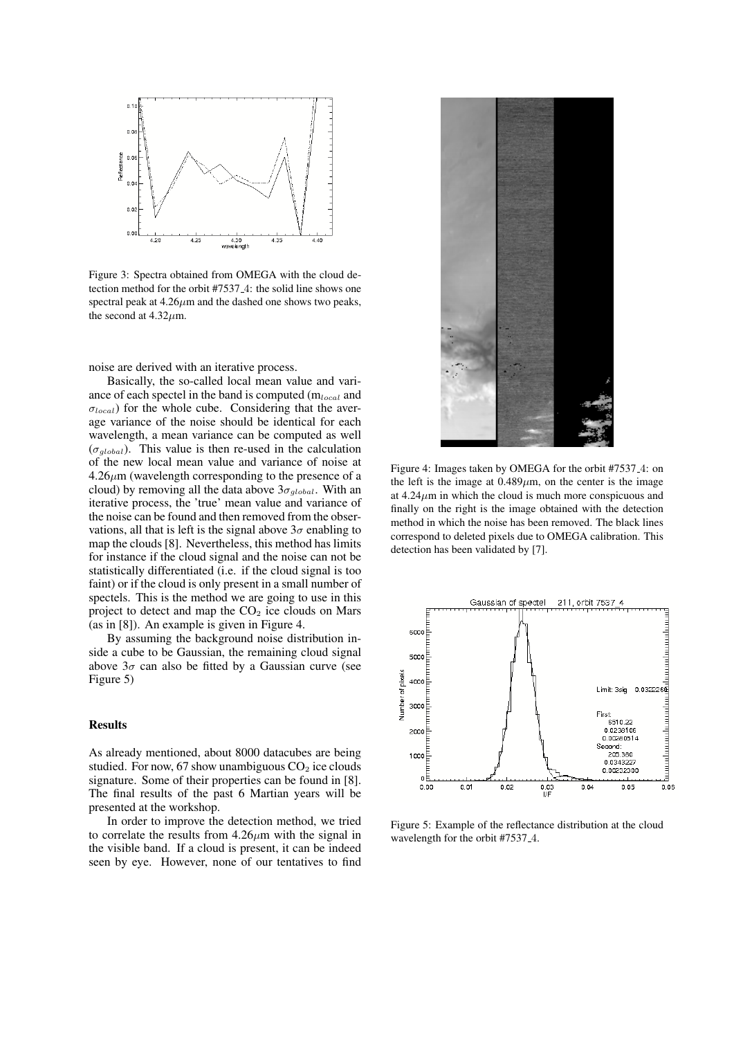Figure 3: Spectra obtained from OMEGA with the cloud detection method for the orbit #7537_4: the solid line shows one spectral peak at 4.26$\mu$m and the dashed one shows two peaks, the second at 4.32$\mu$m.

noise are derived with an iterative process.

Basically, the so-called local mean value and variance of each spectel in the band is computed ($m_{local}$ and $\sigma_{local}$) for the whole cube. Considering that the average variance of the noise should be identical for each wavelength, a mean variance can be computed as well ($\sigma_{global}$). This value is then re-used in the calculation of the new local mean value and variance of noise at 4.26$\mu$m (wavelength corresponding to the presence of a cloud) by removing all the data above $3\sigma_{global}$. With an iterative process, the 'true' mean value and variance of the noise can be found and then removed from the observations, all that is left is the signal above $3\sigma$ enabling to map the clouds [8]. Nevertheless, this method has limits for instance if the cloud signal and the noise can not be statistically differentiated (i.e. if the cloud signal is too faint) or if the cloud is only present in a small number of spectels. This is the method we are going to use in this project to detect and map the $CO_2$ ice clouds on Mars (as in [8]). An example is given in Figure 4.

By assuming the background noise distribution inside a cube to be Gaussian, the remaining cloud signal above $3\sigma$ can also be fitted by a Gaussian curve (see Figure 5)

Figure 4: Images taken by OMEGA for the orbit #7537_4: on the left is the image at 0.489$\mu$m, on the center is the image at 4.24$\mu$m in which the cloud is much more conspicuous and finally on the right is the image obtained with the detection method in which the noise has been removed. The black lines correspond to deleted pixels due to OMEGA calibration. This detection has been validated by [7].

Figure 5: Example of the reflectance distribution at the cloud wavelength for the orbit #7537_4.

## Results

As already mentioned, about 8000 datacubes are being studied. For now, 67 show unambiguous $CO_2$ ice clouds signature. Some of their properties can be found in [8]. The final results of the past 6 Martian years will be presented at the workshop.

In order to improve the detection method, we tried to correlate the results from 4.26$\mu$m with the signal in the visible band. If a cloud is present, it can be indeed seen by eye. However, none of our tentatives to find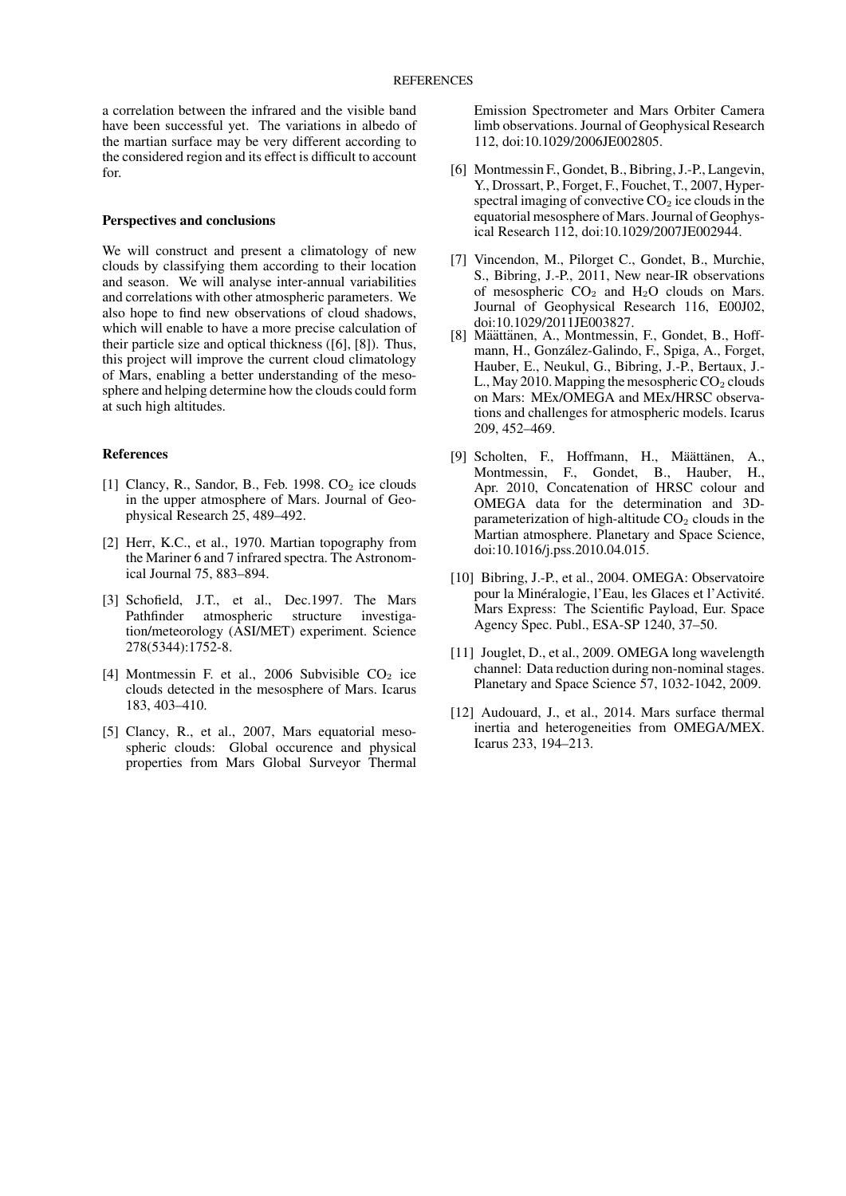a correlation between the infrared and the visible band have been successful yet. The variations in albedo of the martian surface may be very different according to the considered region and its effect is difficult to account for.

## Perspectives and conclusions

We will construct and present a climatology of new clouds by classifying them according to their location and season. We will analyse inter-annual variabilities and correlations with other atmospheric parameters. We also hope to find new observations of cloud shadows, which will enable to have a more precise calculation of their particle size and optical thickness ([6], [8]). Thus, this project will improve the current cloud climatology of Mars, enabling a better understanding of the mesosphere and helping determine how the clouds could form at such high altitudes.

## References

[1] Clancy, R., Sandor, B., Feb. 1998. $CO_2$ ice clouds in the upper atmosphere of Mars. Journal of Geophysical Research 25, 489–492.

[2] Herr, K.C., et al., 1970. Martian topography from the Mariner 6 and 7 infrared spectra. The Astronomical Journal 75, 883–894.

[3] Schofield, J.T., et al., Dec.1997. The Mars Pathfinder atmospheric structure investigation/meteorology (ASI/MET) experiment. Science 278(5344):1752-8.

[4] Montmessin F. et al., 2006 Subvisible $CO_2$ ice clouds detected in the mesosphere of Mars. Icarus 183, 403–410.

[5] Clancy, R., et al., 2007, Mars equatorial mesospheric clouds: Global occurence and physical properties from Mars Global Surveyor Thermal Emission Spectrometer and Mars Orbiter Camera limb observations. Journal of Geophysical Research 112, doi:10.1029/2006JE002805.

[6] Montmessin F., Gondet, B., Bibring, J.-P., Langevin, Y., Drossart, P., Forget, F., Fouchet, T., 2007, Hyperspectral imaging of convective $CO_2$ ice clouds in the equatorial mesosphere of Mars. Journal of Geophysical Research 112, doi:10.1029/2007JE002944.

[7] Vincendon, M., Pilorget C., Gondet, B., Murchie, S., Bibring, J.-P., 2011, New near-IR observations of mesospheric $CO_2$ and $H_2O$ clouds on Mars. Journal of Geophysical Research 116, E00J02, doi:10.1029/2011JE003827.

[8] Määttänen, A., Montmessin, F., Gondet, B., Hoffmann, H., González-Galindo, F., Spiga, A., Forget, Hauber, E., Neukul, G., Bibring, J.-P., Bertaux, J.-L., May 2010. Mapping the mesospheric $CO_2$ clouds on Mars: MEx/OMEGA and MEx/HRSC observations and challenges for atmospheric models. Icarus 209, 452–469.

[9] Scholten, F., Hoffmann, H., Määttänen, A., Montmessin, F., Gondet, B., Hauber, H., Apr. 2010, Concatenation of HRSC colour and OMEGA data for the determination and 3D-parameterization of high-altitude $CO_2$ clouds in the Martian atmosphere. Planetary and Space Science, doi:10.1016/j.pss.2010.04.015.

[10] Bibring, J.-P., et al., 2004. OMEGA: Observatoire pour la Minéralogie, l'Eau, les Glaces et l'Activité. Mars Express: The Scientific Payload, Eur. Space Agency Spec. Publ., ESA-SP 1240, 37–50.

[11] Jouglet, D., et al., 2009. OMEGA long wavelength channel: Data reduction during non-nominal stages. Planetary and Space Science 57, 1032-1042, 2009.

[12] Audouard, J., et al., 2014. Mars surface thermal inertia and heterogeneities from OMEGA/MEX. Icarus 233, 194–213.